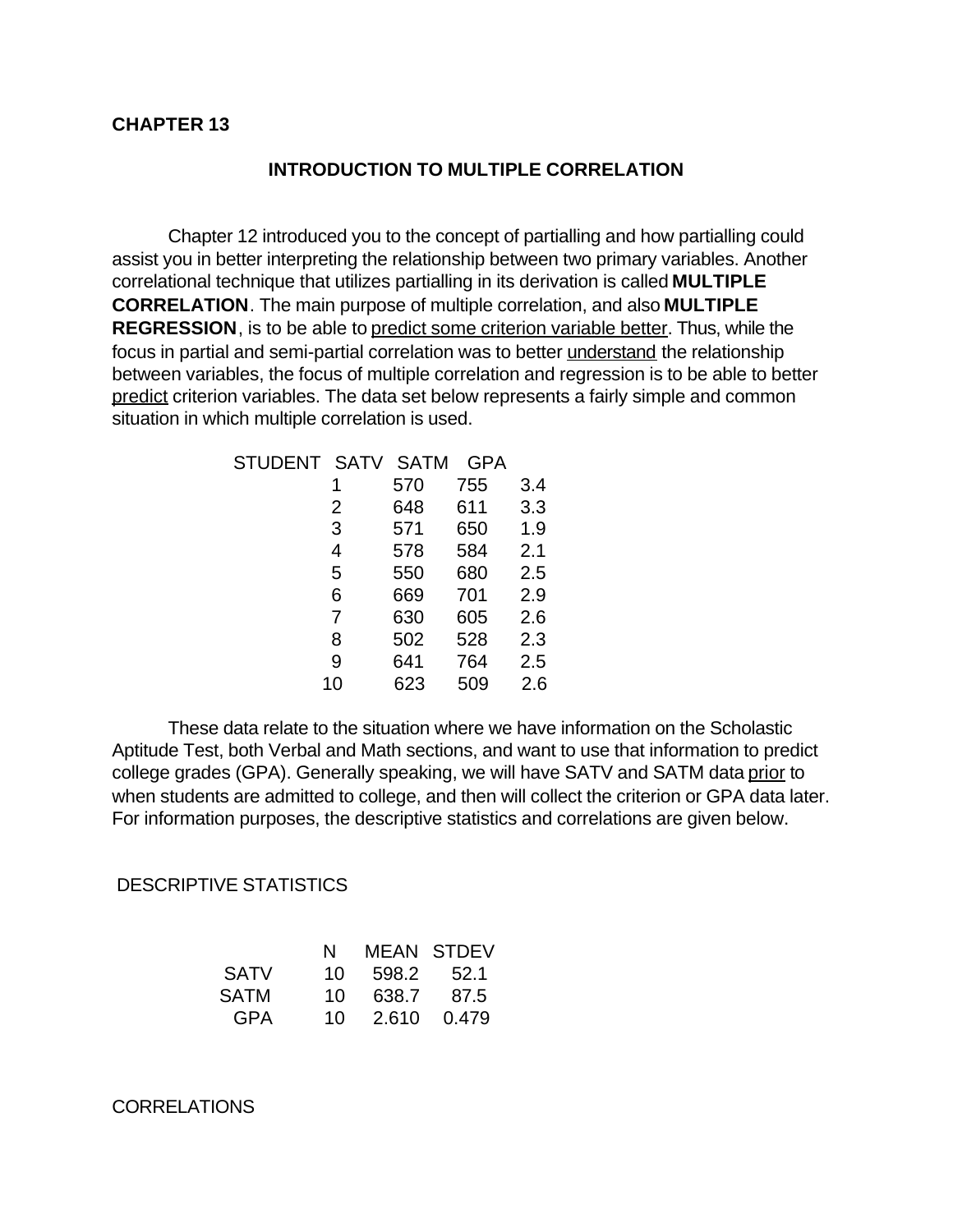# CHAPTER 13

## INTRODUCTION TO MULTIPLE CORRELATION

Chapter 12 introduced you to the concept of partialling and how partialling could assist you in better interpreting the relationship between two primary variables. Another correlational technique that utilizes partialling in its derivation is called **MULTIPLE CORRELATION**. The main purpose of multiple correlation, and also **MULTIPLE REGRESSION**, is to be able to predict some criterion variable better. Thus, while the focus in partial and semi-partial correlation was to better understand the relationship between variables, the focus of multiple correlation and regression is to be able to better predict criterion variables. The data set below represents a fairly simple and common situation in which multiple correlation is used.

| STUDENT | SATV | SATM | GPA |
|---|---|---|---|
| 1 | 570 | 755 | 3.4 |
| 2 | 648 | 611 | 3.3 |
| 3 | 571 | 650 | 1.9 |
| 4 | 578 | 584 | 2.1 |
| 5 | 550 | 680 | 2.5 |
| 6 | 669 | 701 | 2.9 |
| 7 | 630 | 605 | 2.6 |
| 8 | 502 | 528 | 2.3 |
| 9 | 641 | 764 | 2.5 |
| 10 | 623 | 509 | 2.6 |

These data relate to the situation where we have information on the Scholastic Aptitude Test, both Verbal and Math sections, and want to use that information to predict college grades (GPA). Generally speaking, we will have SATV and SATM data prior to when students are admitted to college, and then will collect the criterion or GPA data later. For information purposes, the descriptive statistics and correlations are given below.

DESCRIPTIVE STATISTICS

| | N | MEAN | STDEV |
|---|---|---|---|
| SATV | 10 | 598.2 | 52.1 |
| SATM | 10 | 638.7 | 87.5 |
| GPA | 10 | 2.610 | 0.479 |

CORRELATIONS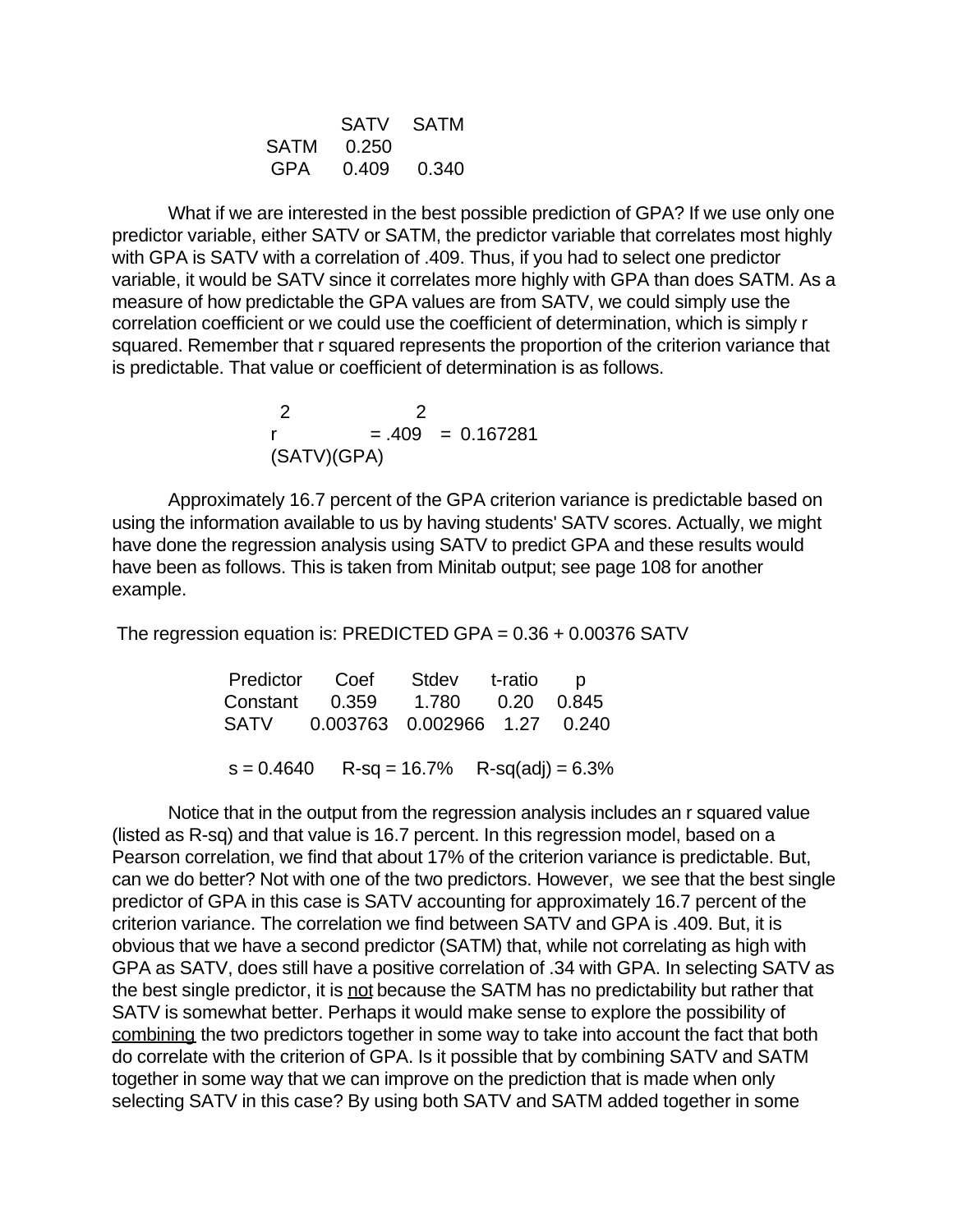| | SATV | SATM |
|---|---|---|
| SATM | 0.250 | |
| GPA | 0.409 | 0.340 |

What if we are interested in the best possible prediction of GPA? If we use only one predictor variable, either SATV or SATM, the predictor variable that correlates most highly with GPA is SATV with a correlation of .409. Thus, if you had to select one predictor variable, it would be SATV since it correlates more highly with GPA than does SATM. As a measure of how predictable the GPA values are from SATV, we could simply use the correlation coefficient or we could use the coefficient of determination, which is simply r squared. Remember that r squared represents the proportion of the criterion variance that is predictable. That value or coefficient of determination is as follows.

$$r^2_{(SATV)(GPA)} = .409^2 = 0.167281$$

Approximately 16.7 percent of the GPA criterion variance is predictable based on using the information available to us by having students' SATV scores. Actually, we might have done the regression analysis using SATV to predict GPA and these results would have been as follows. This is taken from Minitab output; see page 108 for another example.

The regression equation is: PREDICTED GPA = 0.36 + 0.00376 SATV

| Predictor | Coef | Stdev | t-ratio | p |
|---|---|---|---|---|
| Constant | 0.359 | 1.780 | 0.20 | 0.845 |
| SATV | 0.003763 | 0.002966 | 1.27 | 0.240 |

s = 0.4640     R-sq = 16.7%     R-sq(adj) = 6.3%

Notice that in the output from the regression analysis includes an r squared value (listed as R-sq) and that value is 16.7 percent. In this regression model, based on a Pearson correlation, we find that about 17% of the criterion variance is predictable. But, can we do better? Not with one of the two predictors. However, we see that the best single predictor of GPA in this case is SATV accounting for approximately 16.7 percent of the criterion variance. The correlation we find between SATV and GPA is .409. But, it is obvious that we have a second predictor (SATM) that, while not correlating as high with GPA as SATV, does still have a positive correlation of .34 with GPA. In selecting SATV as the best single predictor, it is <u>not</u> because the SATM has no predictability but rather that SATV is somewhat better. Perhaps it would make sense to explore the possibility of <u>combining</u> the two predictors together in some way to take into account the fact that both do correlate with the criterion of GPA. Is it possible that by combining SATV and SATM together in some way that we can improve on the prediction that is made when only selecting SATV in this case? By using both SATV and SATM added together in some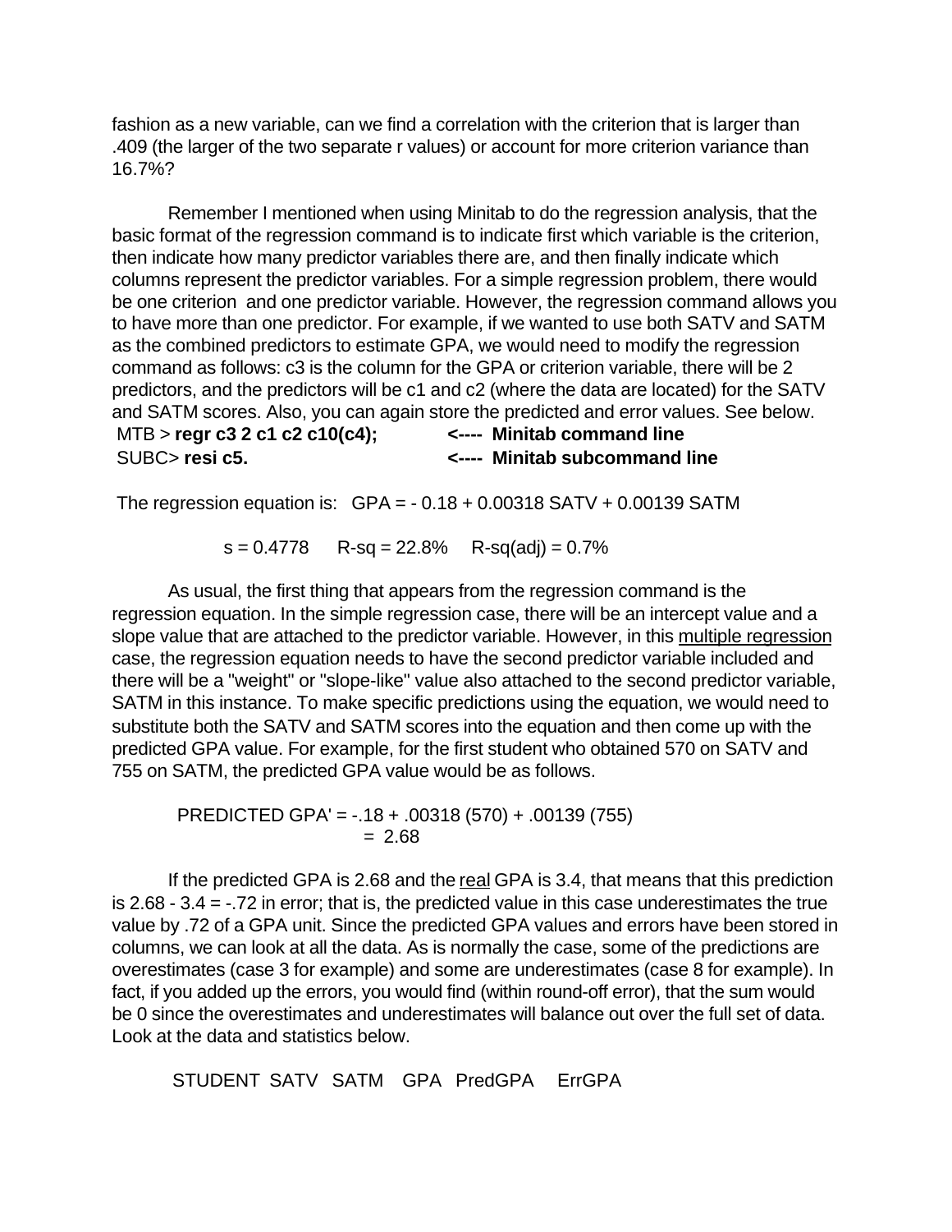fashion as a new variable, can we find a correlation with the criterion that is larger than .409 (the larger of the two separate r values) or account for more criterion variance than 16.7%?

Remember I mentioned when using Minitab to do the regression analysis, that the basic format of the regression command is to indicate first which variable is the criterion, then indicate how many predictor variables there are, and then finally indicate which columns represent the predictor variables. For a simple regression problem, there would be one criterion and one predictor variable. However, the regression command allows you to have more than one predictor. For example, if we wanted to use both SATV and SATM as the combined predictors to estimate GPA, we would need to modify the regression command as follows: c3 is the column for the GPA or criterion variable, there will be 2 predictors, and the predictors will be c1 and c2 (where the data are located) for the SATV and SATM scores. Also, you can again store the predicted and error values. See below.

```
MTB > regr c3 2 c1 c2 c10(c4);          <----  Minitab command line
SUBC> resi c5.                          <----  Minitab subcommand line
```

The regression equation is:   GPA = - 0.18 + 0.00318 SATV + 0.00139 SATM

s = 0.4778      R-sq = 22.8%     R-sq(adj) = 0.7%

As usual, the first thing that appears from the regression command is the regression equation. In the simple regression case, there will be an intercept value and a slope value that are attached to the predictor variable. However, in this <u>multiple regression</u> case, the regression equation needs to have the second predictor variable included and there will be a "weight" or "slope-like" value also attached to the second predictor variable, SATM in this instance. To make specific predictions using the equation, we would need to substitute both the SATV and SATM scores into the equation and then come up with the predicted GPA value. For example, for the first student who obtained 570 on SATV and 755 on SATM, the predicted GPA value would be as follows.

$$\text{PREDICTED GPA}' = -.18 + .00318\,(570) + .00139\,(755) = 2.68$$

If the predicted GPA is 2.68 and the <u>real</u> GPA is 3.4, that means that this prediction is 2.68 - 3.4 = -.72 in error; that is, the predicted value in this case underestimates the true value by .72 of a GPA unit. Since the predicted GPA values and errors have been stored in columns, we can look at all the data. As is normally the case, some of the predictions are overestimates (case 3 for example) and some are underestimates (case 8 for example). In fact, if you added up the errors, you would find (within round-off error), that the sum would be 0 since the overestimates and underestimates will balance out over the full set of data. Look at the data and statistics below.

| STUDENT | SATV | SATM | GPA | PredGPA | ErrGPA |
|---|---|---|---|---|---|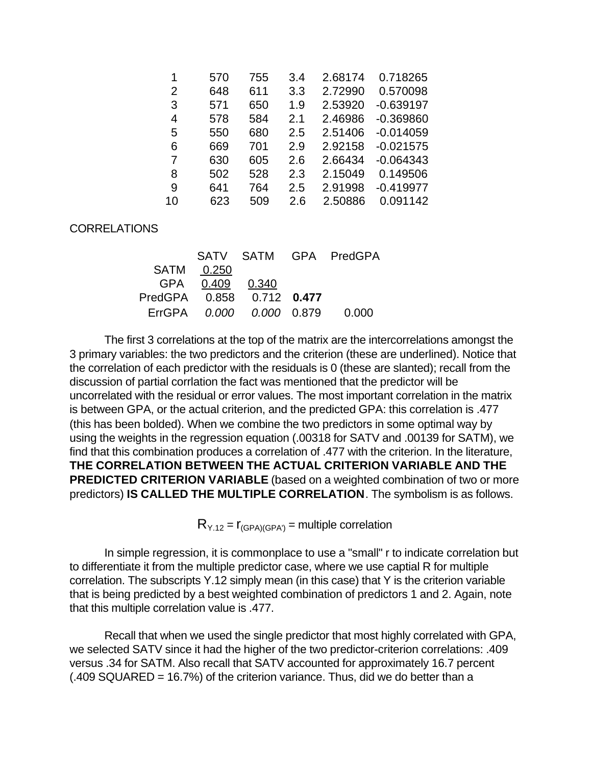|  |  |  |  |  |  |
|---|---|---|---|---|---|
| 1 | 570 | 755 | 3.4 | 2.68174 | 0.718265 |
| 2 | 648 | 611 | 3.3 | 2.72990 | 0.570098 |
| 3 | 571 | 650 | 1.9 | 2.53920 | -0.639197 |
| 4 | 578 | 584 | 2.1 | 2.46986 | -0.369860 |
| 5 | 550 | 680 | 2.5 | 2.51406 | -0.014059 |
| 6 | 669 | 701 | 2.9 | 2.92158 | -0.021575 |
| 7 | 630 | 605 | 2.6 | 2.66434 | -0.064343 |
| 8 | 502 | 528 | 2.3 | 2.15049 | 0.149506 |
| 9 | 641 | 764 | 2.5 | 2.91998 | -0.419977 |
| 10 | 623 | 509 | 2.6 | 2.50886 | 0.091142 |

CORRELATIONS

|  | SATV | SATM | GPA | PredGPA |
|---|---|---|---|---|
| SATM | 0.250 |  |  |  |
| GPA | 0.409 | 0.340 |  |  |
| PredGPA | 0.858 | 0.712 | **0.477** |  |
| ErrGPA | *0.000* | *0.000* | 0.879 | 0.000 |

The first 3 correlations at the top of the matrix are the intercorrelations amongst the 3 primary variables: the two predictors and the criterion (these are underlined). Notice that the correlation of each predictor with the residuals is 0 (these are slanted); recall from the discussion of partial corrlation the fact was mentioned that the predictor will be uncorrelated with the residual or error values. The most important correlation in the matrix is between GPA, or the actual criterion, and the predicted GPA: this correlation is .477 (this has been bolded). When we combine the two predictors in some optimal way by using the weights in the regression equation (.00318 for SATV and .00139 for SATM), we find that this combination produces a correlation of .477 with the criterion. In the literature, **THE CORRELATION BETWEEN THE ACTUAL CRITERION VARIABLE AND THE PREDICTED CRITERION VARIABLE** (based on a weighted combination of two or more predictors) **IS CALLED THE MULTIPLE CORRELATION**. The symbolism is as follows.

$$R_{Y.12} = r_{(GPA)(GPA')} = \text{multiple correlation}$$

In simple regression, it is commonplace to use a "small" r to indicate correlation but to differentiate it from the multiple predictor case, where we use captial R for multiple correlation. The subscripts Y.12 simply mean (in this case) that Y is the criterion variable that is being predicted by a best weighted combination of predictors 1 and 2. Again, note that this multiple correlation value is .477.

Recall that when we used the single predictor that most highly correlated with GPA, we selected SATV since it had the higher of the two predictor-criterion correlations: .409 versus .34 for SATM. Also recall that SATV accounted for approximately 16.7 percent (.409 SQUARED = 16.7%) of the criterion variance. Thus, did we do better than a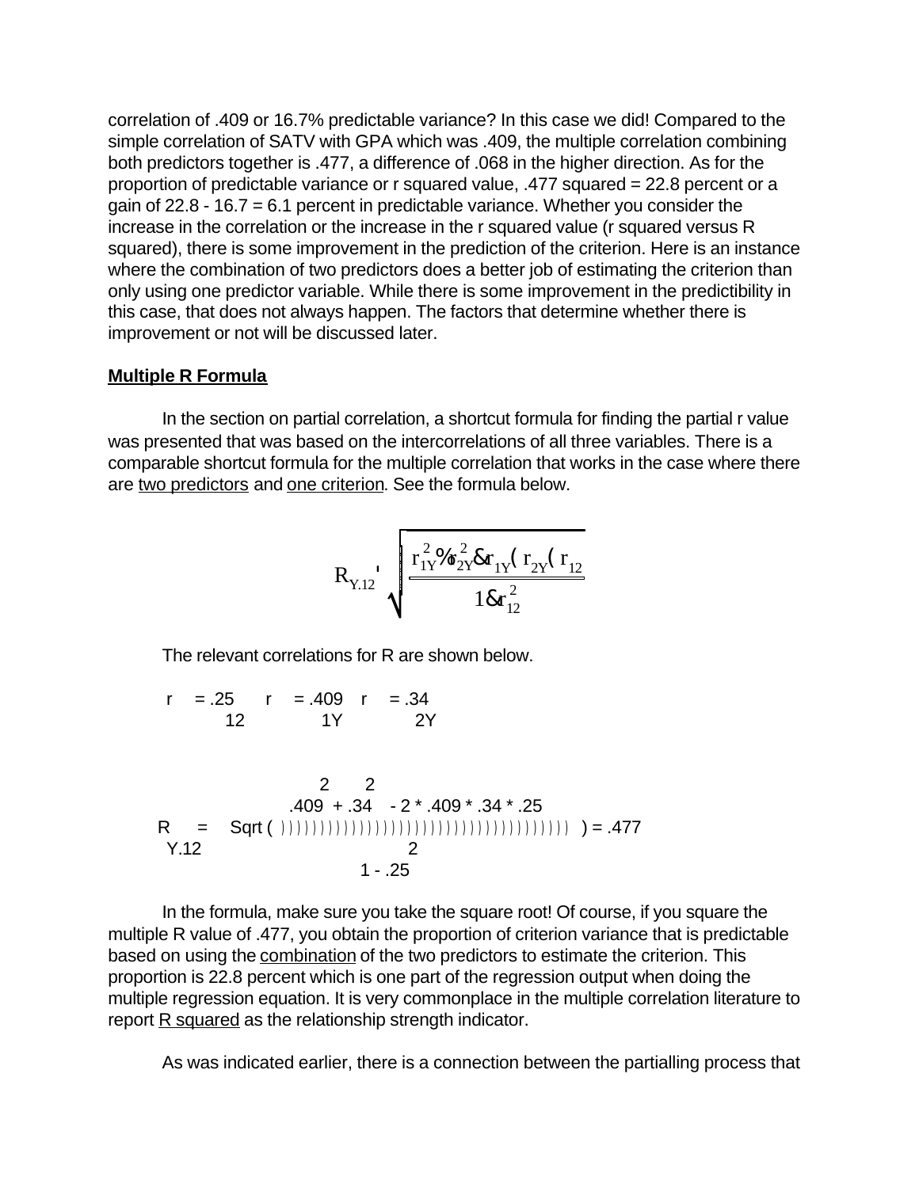correlation of .409 or 16.7% predictable variance? In this case we did! Compared to the simple correlation of SATV with GPA which was .409, the multiple correlation combining both predictors together is .477, a difference of .068 in the higher direction. As for the proportion of predictable variance or r squared value, .477 squared = 22.8 percent or a gain of 22.8 - 16.7 = 6.1 percent in predictable variance. Whether you consider the increase in the correlation or the increase in the r squared value (r squared versus R squared), there is some improvement in the prediction of the criterion. Here is an instance where the combination of two predictors does a better job of estimating the criterion than only using one predictor variable. While there is some improvement in the predictibility in this case, that does not always happen. The factors that determine whether there is improvement or not will be discussed later.

**Multiple R Formula**

In the section on partial correlation, a shortcut formula for finding the partial r value was presented that was based on the intercorrelations of all three variables. There is a comparable shortcut formula for the multiple correlation that works in the case where there are two predictors and one criterion. See the formula below.

$$R_{Y.12} = \sqrt{\frac{r_{1Y}^2 + r_{2Y}^2 - 2 r_{1Y} r_{2Y} r_{12}}{1 - r_{12}^2}}$$

The relevant correlations for R are shown below.

$r_{12} = .25 \quad r_{1Y} = .409 \quad r_{2Y} = .34$

$$R_{Y.12} = \text{Sqrt}\left(\frac{.409^2 + .34^2 - 2 * .409 * .34 * .25}{1 - .25^2}\right) = .477$$

In the formula, make sure you take the square root! Of course, if you square the multiple R value of .477, you obtain the proportion of criterion variance that is predictable based on using the combination of the two predictors to estimate the criterion. This proportion is 22.8 percent which is one part of the regression output when doing the multiple regression equation. It is very commonplace in the multiple correlation literature to report R squared as the relationship strength indicator.

As was indicated earlier, there is a connection between the partialling process that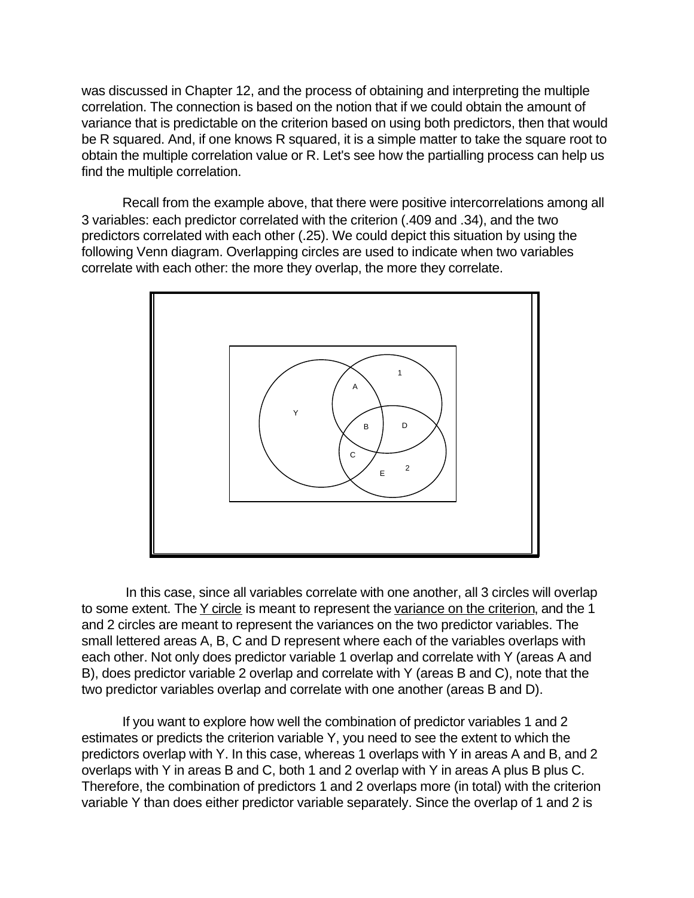was discussed in Chapter 12, and the process of obtaining and interpreting the multiple correlation. The connection is based on the notion that if we could obtain the amount of variance that is predictable on the criterion based on using both predictors, then that would be R squared. And, if one knows R squared, it is a simple matter to take the square root to obtain the multiple correlation value or R. Let's see how the partialling process can help us find the multiple correlation.

Recall from the example above, that there were positive intercorrelations among all 3 variables: each predictor correlated with the criterion (.409 and .34), and the two predictors correlated with each other (.25). We could depict this situation by using the following Venn diagram. Overlapping circles are used to indicate when two variables correlate with each other: the more they overlap, the more they correlate.

In this case, since all variables correlate with one another, all 3 circles will overlap to some extent. The Y circle is meant to represent the variance on the criterion, and the 1 and 2 circles are meant to represent the variances on the two predictor variables. The small lettered areas A, B, C and D represent where each of the variables overlaps with each other. Not only does predictor variable 1 overlap and correlate with Y (areas A and B), does predictor variable 2 overlap and correlate with Y (areas B and C), note that the two predictor variables overlap and correlate with one another (areas B and D).

If you want to explore how well the combination of predictor variables 1 and 2 estimates or predicts the criterion variable Y, you need to see the extent to which the predictors overlap with Y. In this case, whereas 1 overlaps with Y in areas A and B, and 2 overlaps with Y in areas B and C, both 1 and 2 overlap with Y in areas A plus B plus C. Therefore, the combination of predictors 1 and 2 overlaps more (in total) with the criterion variable Y than does either predictor variable separately. Since the overlap of 1 and 2 is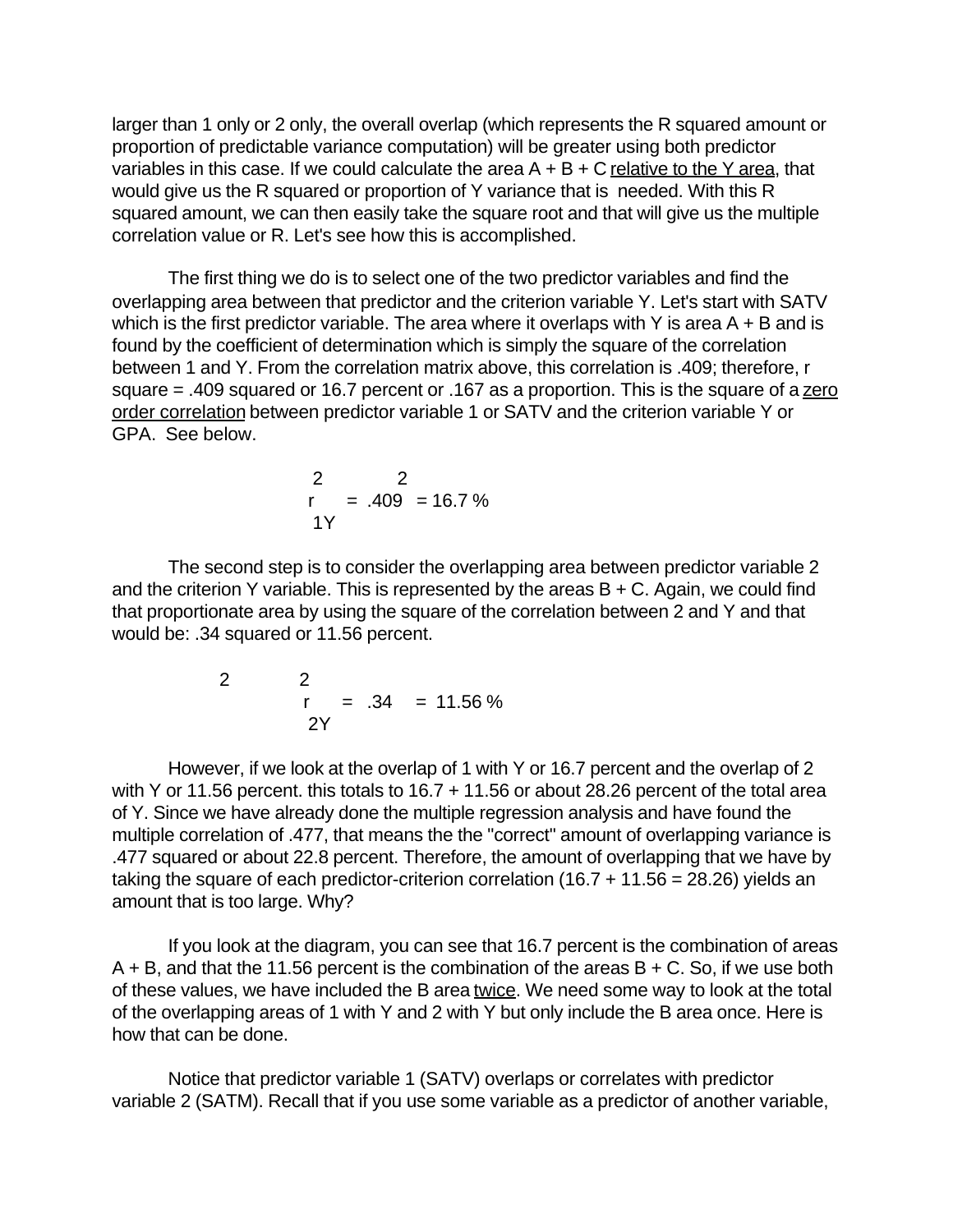larger than 1 only or 2 only, the overall overlap (which represents the R squared amount or proportion of predictable variance computation) will be greater using both predictor variables in this case. If we could calculate the area A + B + C relative to the Y area, that would give us the R squared or proportion of Y variance that is needed. With this R squared amount, we can then easily take the square root and that will give us the multiple correlation value or R. Let's see how this is accomplished.

The first thing we do is to select one of the two predictor variables and find the overlapping area between that predictor and the criterion variable Y. Let's start with SATV which is the first predictor variable. The area where it overlaps with Y is area A + B and is found by the coefficient of determination which is simply the square of the correlation between 1 and Y. From the correlation matrix above, this correlation is .409; therefore, r square = .409 squared or 16.7 percent or .167 as a proportion. This is the square of a zero order correlation between predictor variable 1 or SATV and the criterion variable Y or GPA. See below.

$$r^2_{1Y} = .409^2 = 16.7\ \%$$

The second step is to consider the overlapping area between predictor variable 2 and the criterion Y variable. This is represented by the areas B + C. Again, we could find that proportionate area by using the square of the correlation between 2 and Y and that would be: .34 squared or 11.56 percent.

$$r^2_{2Y} = .34^2 = 11.56\ \%$$

However, if we look at the overlap of 1 with Y or 16.7 percent and the overlap of 2 with Y or 11.56 percent. this totals to 16.7 + 11.56 or about 28.26 percent of the total area of Y. Since we have already done the multiple regression analysis and have found the multiple correlation of .477, that means the the "correct" amount of overlapping variance is .477 squared or about 22.8 percent. Therefore, the amount of overlapping that we have by taking the square of each predictor-criterion correlation (16.7 + 11.56 = 28.26) yields an amount that is too large. Why?

If you look at the diagram, you can see that 16.7 percent is the combination of areas A + B, and that the 11.56 percent is the combination of the areas B + C. So, if we use both of these values, we have included the B area twice. We need some way to look at the total of the overlapping areas of 1 with Y and 2 with Y but only include the B area once. Here is how that can be done.

Notice that predictor variable 1 (SATV) overlaps or correlates with predictor variable 2 (SATM). Recall that if you use some variable as a predictor of another variable,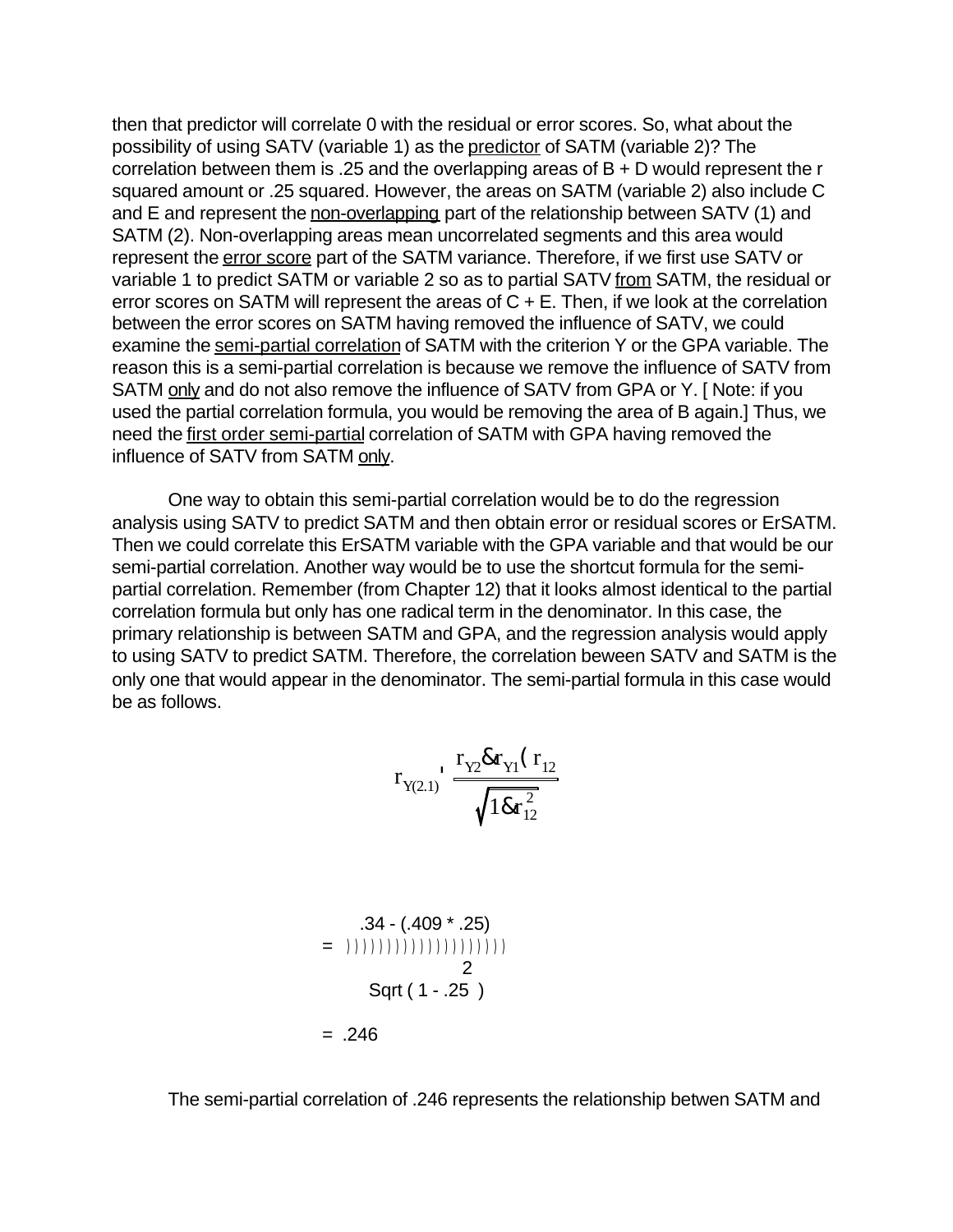then that predictor will correlate 0 with the residual or error scores. So, what about the possibility of using SATV (variable 1) as the predictor of SATM (variable 2)? The correlation between them is .25 and the overlapping areas of B + D would represent the r squared amount or .25 squared. However, the areas on SATM (variable 2) also include C and E and represent the non-overlapping part of the relationship between SATV (1) and SATM (2). Non-overlapping areas mean uncorrelated segments and this area would represent the error score part of the SATM variance. Therefore, if we first use SATV or variable 1 to predict SATM or variable 2 so as to partial SATV from SATM, the residual or error scores on SATM will represent the areas of C + E. Then, if we look at the correlation between the error scores on SATM having removed the influence of SATV, we could examine the semi-partial correlation of SATM with the criterion Y or the GPA variable. The reason this is a semi-partial correlation is because we remove the influence of SATV from SATM only and do not also remove the influence of SATV from GPA or Y. [ Note: if you used the partial correlation formula, you would be removing the area of B again.] Thus, we need the first order semi-partial correlation of SATM with GPA having removed the influence of SATV from SATM only.

One way to obtain this semi-partial correlation would be to do the regression analysis using SATV to predict SATM and then obtain error or residual scores or ErSATM. Then we could correlate this ErSATM variable with the GPA variable and that would be our semi-partial correlation. Another way would be to use the shortcut formula for the semi-partial correlation. Remember (from Chapter 12) that it looks almost identical to the partial correlation formula but only has one radical term in the denominator. In this case, the primary relationship is between SATM and GPA, and the regression analysis would apply to using SATV to predict SATM. Therefore, the correlation beween SATV and SATM is the only one that would appear in the denominator. The semi-partial formula in this case would be as follows.

$$r_{Y(2.1)} = \frac{r_{Y2} - r_{Y1} * r_{12}}{\sqrt{1 - r_{12}^2}}$$

$$= \frac{.34 - (.409 * .25)}{\text{Sqrt}(1 - .25^2)}$$

$$= .246$$

The semi-partial correlation of .246 represents the relationship betwen SATM and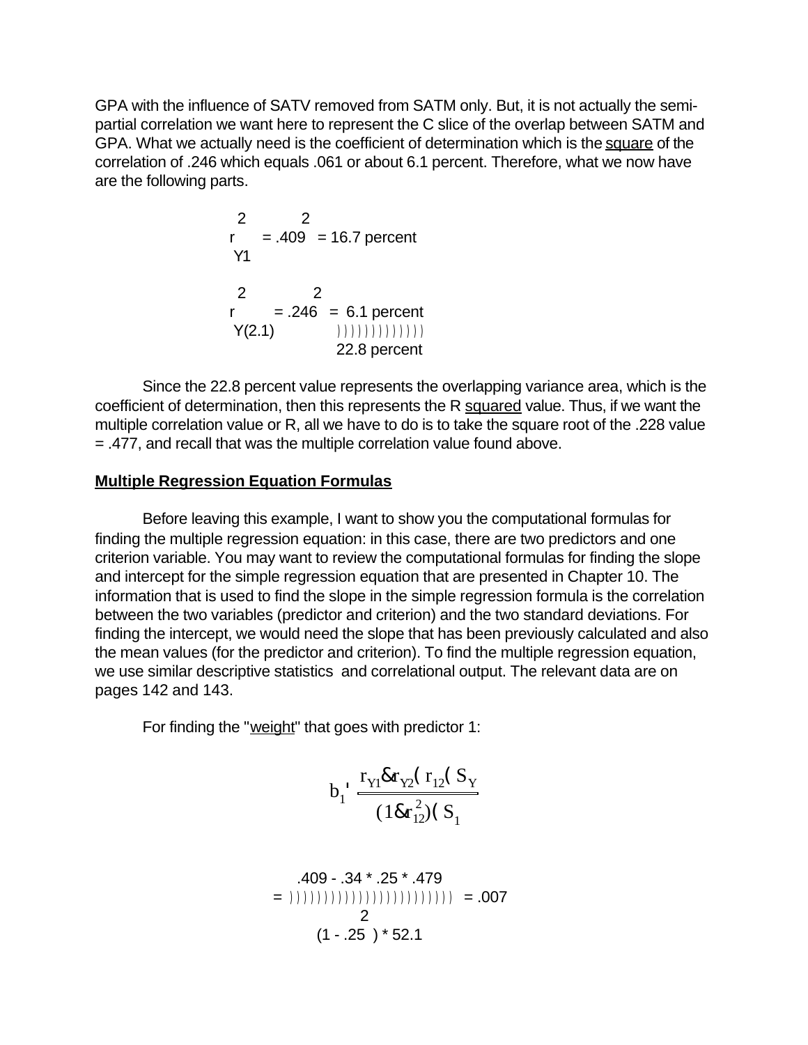GPA with the influence of SATV removed from SATM only. But, it is not actually the semi-partial correlation we want here to represent the C slice of the overlap between SATM and GPA. What we actually need is the coefficient of determination which is the square of the correlation of .246 which equals .061 or about 6.1 percent. Therefore, what we now have are the following parts.

$$r^2_{Y1} = .409^2 = 16.7 \text{ percent}$$

$$r^2_{Y(2.1)} = .246^2 = 6.1 \text{ percent}$$

$$\overline{\phantom{xxxxxxxxxx}}$$

$$22.8 \text{ percent}$$

Since the 22.8 percent value represents the overlapping variance area, which is the coefficient of determination, then this represents the R squared value. Thus, if we want the multiple correlation value or R, all we have to do is to take the square root of the .228 value = .477, and recall that was the multiple correlation value found above.

## Multiple Regression Equation Formulas

Before leaving this example, I want to show you the computational formulas for finding the multiple regression equation: in this case, there are two predictors and one criterion variable. You may want to review the computational formulas for finding the slope and intercept for the simple regression equation that are presented in Chapter 10. The information that is used to find the slope in the simple regression formula is the correlation between the two variables (predictor and criterion) and the two standard deviations. For finding the intercept, we would need the slope that has been previously calculated and also the mean values (for the predictor and criterion). To find the multiple regression equation, we use similar descriptive statistics and correlational output. The relevant data are on pages 142 and 143.

For finding the "weight" that goes with predictor 1:

$$b_1 = \frac{r_{Y1} - r_{Y2} * r_{12} * S_Y}{(1 - r^2_{12}) * S_1}$$

$$= \frac{.409 - .34 * .25 * .479}{(1 - .25^2) * 52.1} = .007$$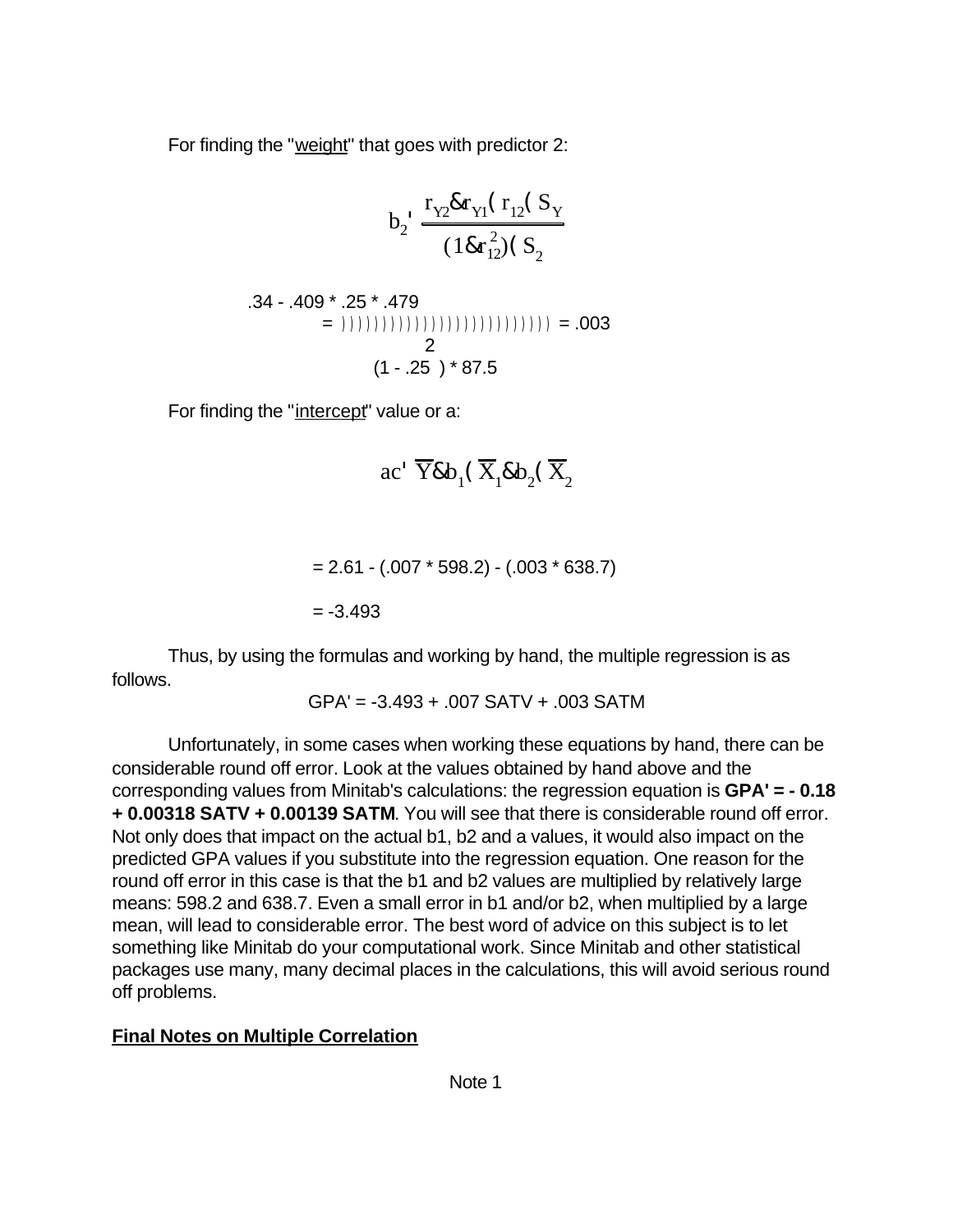For finding the "weight" that goes with predictor 2:

$$b_2 = \frac{r_{Y2} - r_{Y1} * r_{12} * S_Y}{(1 - r_{12}^2) * S_2}$$

$$= \frac{.34 - .409 * .25 * .479}{(1 - .25^2) * 87.5} = .003$$

For finding the "intercept" value or a:

$$a = \bar{Y} - b_1 * \bar{X}_1 - b_2 * \bar{X}_2$$

= 2.61 - (.007 * 598.2) - (.003 * 638.7)

= -3.493

Thus, by using the formulas and working by hand, the multiple regression is as follows.

GPA' = -3.493 + .007 SATV + .003 SATM

Unfortunately, in some cases when working these equations by hand, there can be considerable round off error. Look at the values obtained by hand above and the corresponding values from Minitab's calculations: the regression equation is **GPA' = - 0.18 + 0.00318 SATV + 0.00139 SATM**. You will see that there is considerable round off error. Not only does that impact on the actual b1, b2 and a values, it would also impact on the predicted GPA values if you substitute into the regression equation. One reason for the round off error in this case is that the b1 and b2 values are multiplied by relatively large means: 598.2 and 638.7. Even a small error in b1 and/or b2, when multiplied by a large mean, will lead to considerable error. The best word of advice on this subject is to let something like Minitab do your computational work. Since Minitab and other statistical packages use many, many decimal places in the calculations, this will avoid serious round off problems.

## Final Notes on Multiple Correlation

Note 1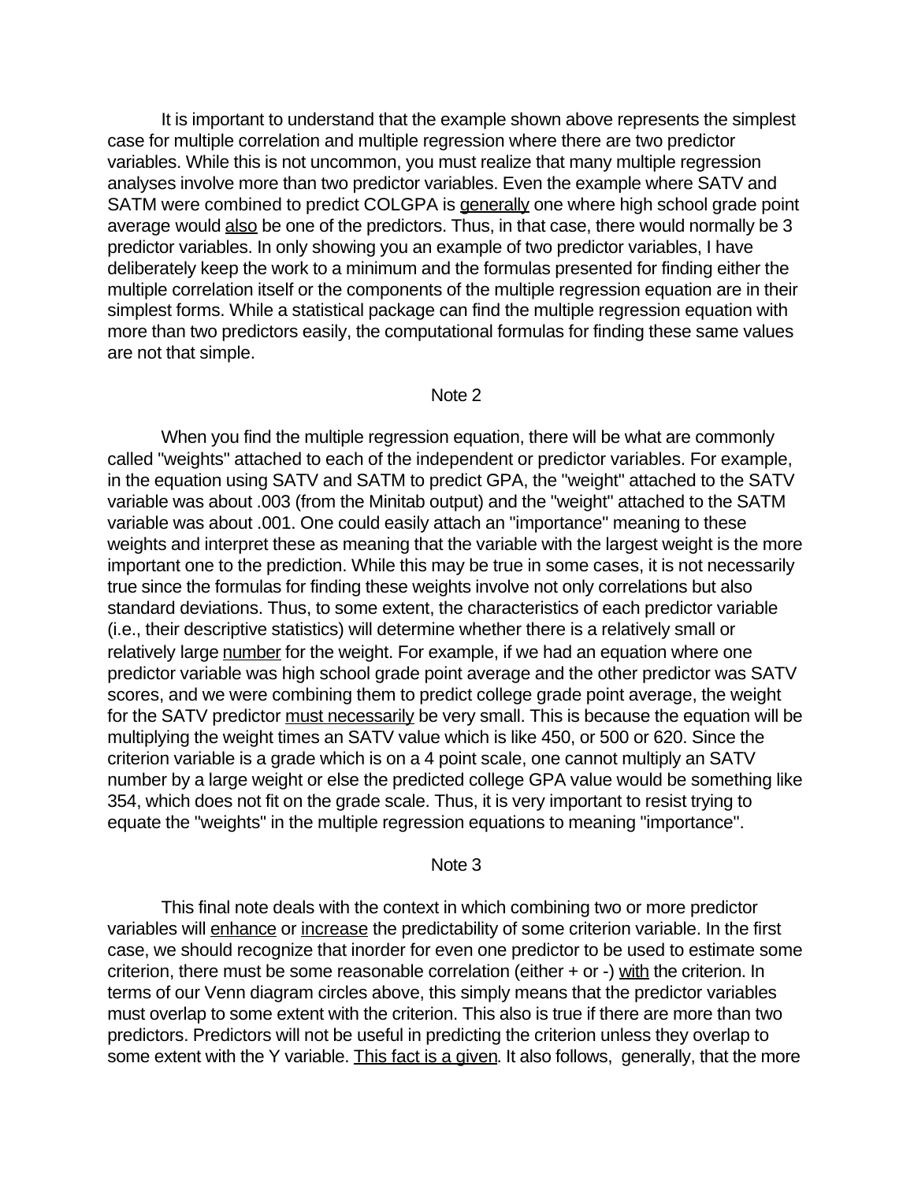It is important to understand that the example shown above represents the simplest case for multiple correlation and multiple regression where there are two predictor variables. While this is not uncommon, you must realize that many multiple regression analyses involve more than two predictor variables. Even the example where SATV and SATM were combined to predict COLGPA is <u>generally</u> one where high school grade point average would <u>also</u> be one of the predictors. Thus, in that case, there would normally be 3 predictor variables. In only showing you an example of two predictor variables, I have deliberately keep the work to a minimum and the formulas presented for finding either the multiple correlation itself or the components of the multiple regression equation are in their simplest forms. While a statistical package can find the multiple regression equation with more than two predictors easily, the computational formulas for finding these same values are not that simple.

### Note 2

When you find the multiple regression equation, there will be what are commonly called "weights" attached to each of the independent or predictor variables. For example, in the equation using SATV and SATM to predict GPA, the "weight" attached to the SATV variable was about .003 (from the Minitab output) and the "weight" attached to the SATM variable was about .001. One could easily attach an "importance" meaning to these weights and interpret these as meaning that the variable with the largest weight is the more important one to the prediction. While this may be true in some cases, it is not necessarily true since the formulas for finding these weights involve not only correlations but also standard deviations. Thus, to some extent, the characteristics of each predictor variable (i.e., their descriptive statistics) will determine whether there is a relatively small or relatively large <u>number</u> for the weight. For example, if we had an equation where one predictor variable was high school grade point average and the other predictor was SATV scores, and we were combining them to predict college grade point average, the weight for the SATV predictor <u>must necessarily</u> be very small. This is because the equation will be multiplying the weight times an SATV value which is like 450, or 500 or 620. Since the criterion variable is a grade which is on a 4 point scale, one cannot multiply an SATV number by a large weight or else the predicted college GPA value would be something like 354, which does not fit on the grade scale. Thus, it is very important to resist trying to equate the "weights" in the multiple regression equations to meaning "importance".

### Note 3

This final note deals with the context in which combining two or more predictor variables will <u>enhance</u> or <u>increase</u> the predictability of some criterion variable. In the first case, we should recognize that inorder for even one predictor to be used to estimate some criterion, there must be some reasonable correlation (either + or -) <u>with</u> the criterion. In terms of our Venn diagram circles above, this simply means that the predictor variables must overlap to some extent with the criterion. This also is true if there are more than two predictors. Predictors will not be useful in predicting the criterion unless they overlap to some extent with the Y variable. <u>This fact is a given</u>. It also follows, generally, that the more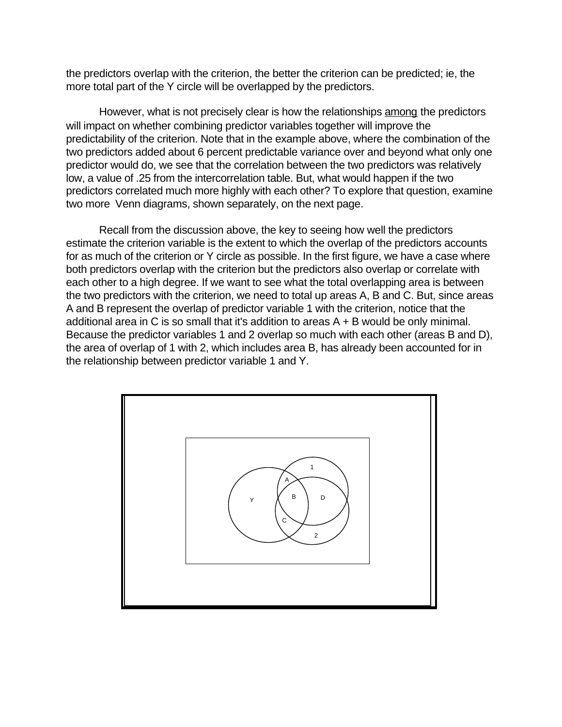the predictors overlap with the criterion, the better the criterion can be predicted; ie, the more total part of the Y circle will be overlapped by the predictors.

However, what is not precisely clear is how the relationships among the predictors will impact on whether combining predictor variables together will improve the predictability of the criterion. Note that in the example above, where the combination of the two predictors added about 6 percent predictable variance over and beyond what only one predictor would do, we see that the correlation between the two predictors was relatively low, a value of .25 from the intercorrelation table. But, what would happen if the two predictors correlated much more highly with each other? To explore that question, examine two more Venn diagrams, shown separately, on the next page.

Recall from the discussion above, the key to seeing how well the predictors estimate the criterion variable is the extent to which the overlap of the predictors accounts for as much of the criterion or Y circle as possible. In the first figure, we have a case where both predictors overlap with the criterion but the predictors also overlap or correlate with each other to a high degree. If we want to see what the total overlapping area is between the two predictors with the criterion, we need to total up areas A, B and C. But, since areas A and B represent the overlap of predictor variable 1 with the criterion, notice that the additional area in C is so small that it's addition to areas A + B would be only minimal. Because the predictor variables 1 and 2 overlap so much with each other (areas B and D), the area of overlap of 1 with 2, which includes area B, has already been accounted for in the relationship between predictor variable 1 and Y.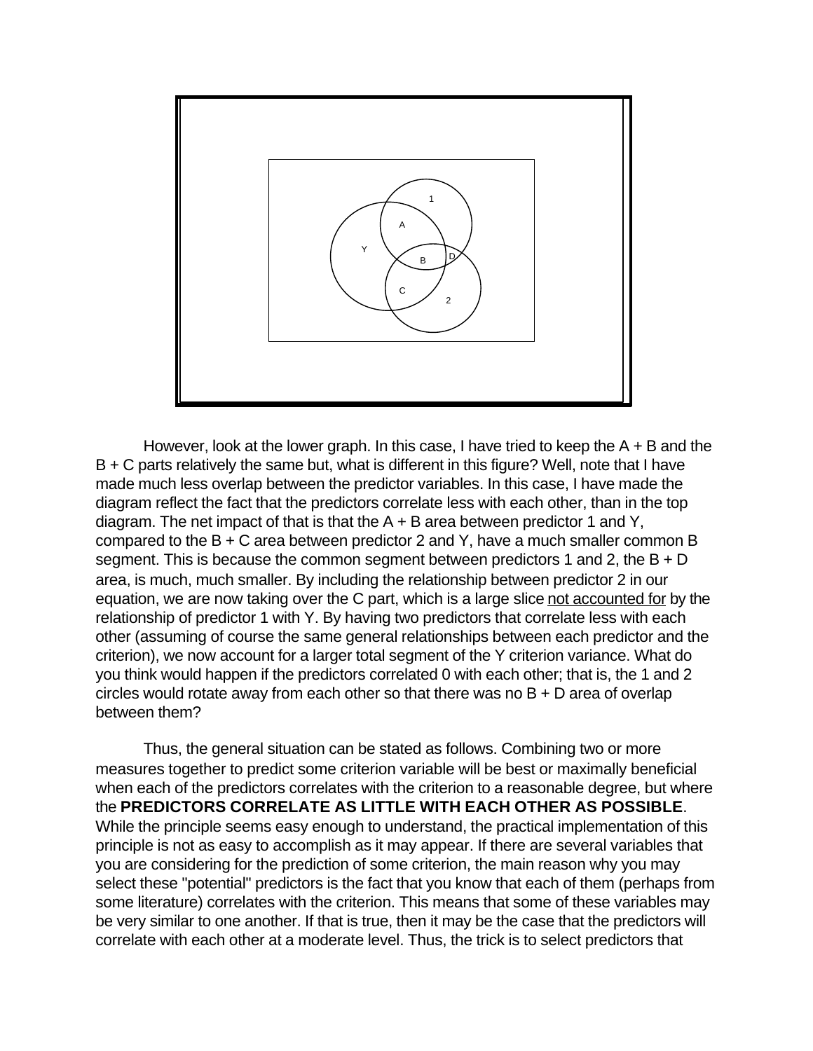However, look at the lower graph. In this case, I have tried to keep the A + B and the B + C parts relatively the same but, what is different in this figure? Well, note that I have made much less overlap between the predictor variables. In this case, I have made the diagram reflect the fact that the predictors correlate less with each other, than in the top diagram. The net impact of that is that the A + B area between predictor 1 and Y, compared to the B + C area between predictor 2 and Y, have a much smaller common B segment. This is because the common segment between predictors 1 and 2, the B + D area, is much, much smaller. By including the relationship between predictor 2 in our equation, we are now taking over the C part, which is a large slice <u>not accounted for</u> by the relationship of predictor 1 with Y. By having two predictors that correlate less with each other (assuming of course the same general relationships between each predictor and the criterion), we now account for a larger total segment of the Y criterion variance. What do you think would happen if the predictors correlated 0 with each other; that is, the 1 and 2 circles would rotate away from each other so that there was no B + D area of overlap between them?

Thus, the general situation can be stated as follows. Combining two or more measures together to predict some criterion variable will be best or maximally beneficial when each of the predictors correlates with the criterion to a reasonable degree, but where the **PREDICTORS CORRELATE AS LITTLE WITH EACH OTHER AS POSSIBLE**. While the principle seems easy enough to understand, the practical implementation of this principle is not as easy to accomplish as it may appear. If there are several variables that you are considering for the prediction of some criterion, the main reason why you may select these "potential" predictors is the fact that you know that each of them (perhaps from some literature) correlates with the criterion. This means that some of these variables may be very similar to one another. If that is true, then it may be the case that the predictors will correlate with each other at a moderate level. Thus, the trick is to select predictors that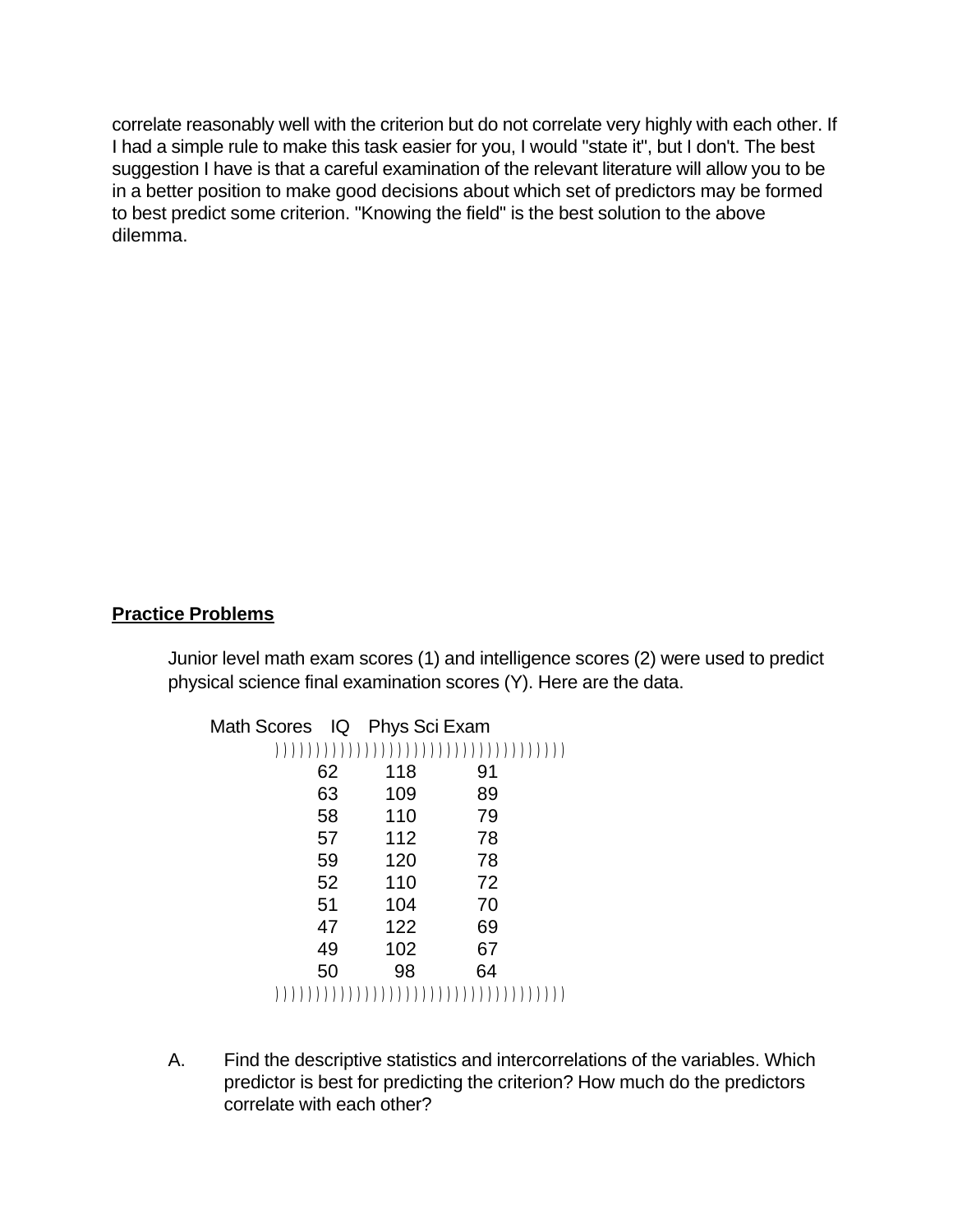correlate reasonably well with the criterion but do not correlate very highly with each other. If I had a simple rule to make this task easier for you, I would "state it", but I don't. The best suggestion I have is that a careful examination of the relevant literature will allow you to be in a better position to make good decisions about which set of predictors may be formed to best predict some criterion. "Knowing the field" is the best solution to the above dilemma.

**Practice Problems**

Junior level math exam scores (1) and intelligence scores (2) were used to predict physical science final examination scores (Y). Here are the data.

| Math Scores | IQ | Phys Sci Exam |
|---|---|---|
| 62 | 118 | 91 |
| 63 | 109 | 89 |
| 58 | 110 | 79 |
| 57 | 112 | 78 |
| 59 | 120 | 78 |
| 52 | 110 | 72 |
| 51 | 104 | 70 |
| 47 | 122 | 69 |
| 49 | 102 | 67 |
| 50 | 98 | 64 |

A. Find the descriptive statistics and intercorrelations of the variables. Which predictor is best for predicting the criterion? How much do the predictors correlate with each other?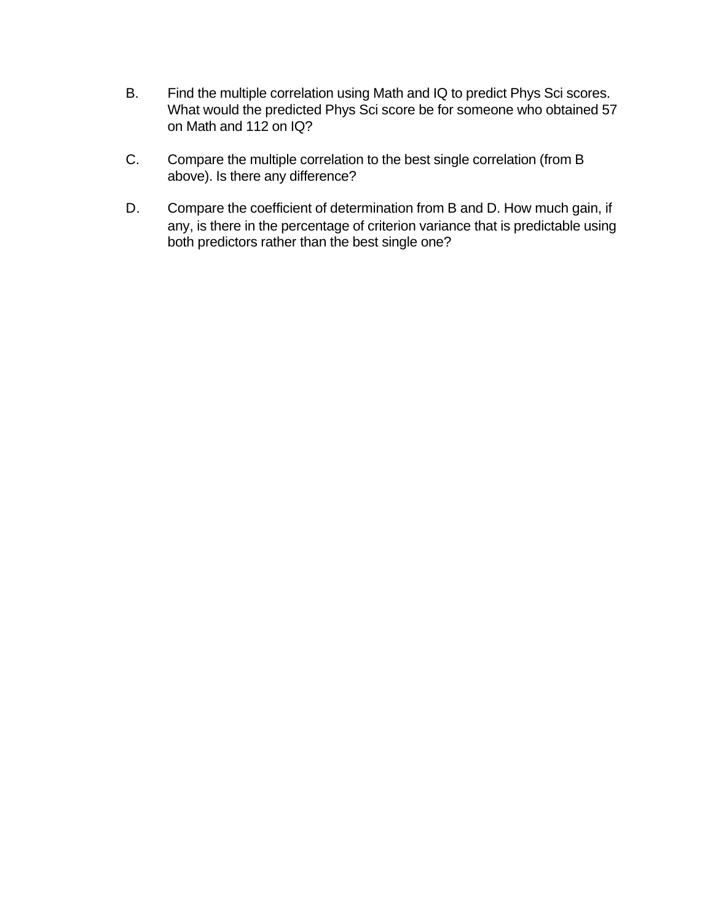B. Find the multiple correlation using Math and IQ to predict Phys Sci scores. What would the predicted Phys Sci score be for someone who obtained 57 on Math and 112 on IQ?

C. Compare the multiple correlation to the best single correlation (from B above). Is there any difference?

D. Compare the coefficient of determination from B and D. How much gain, if any, is there in the percentage of criterion variance that is predictable using both predictors rather than the best single one?